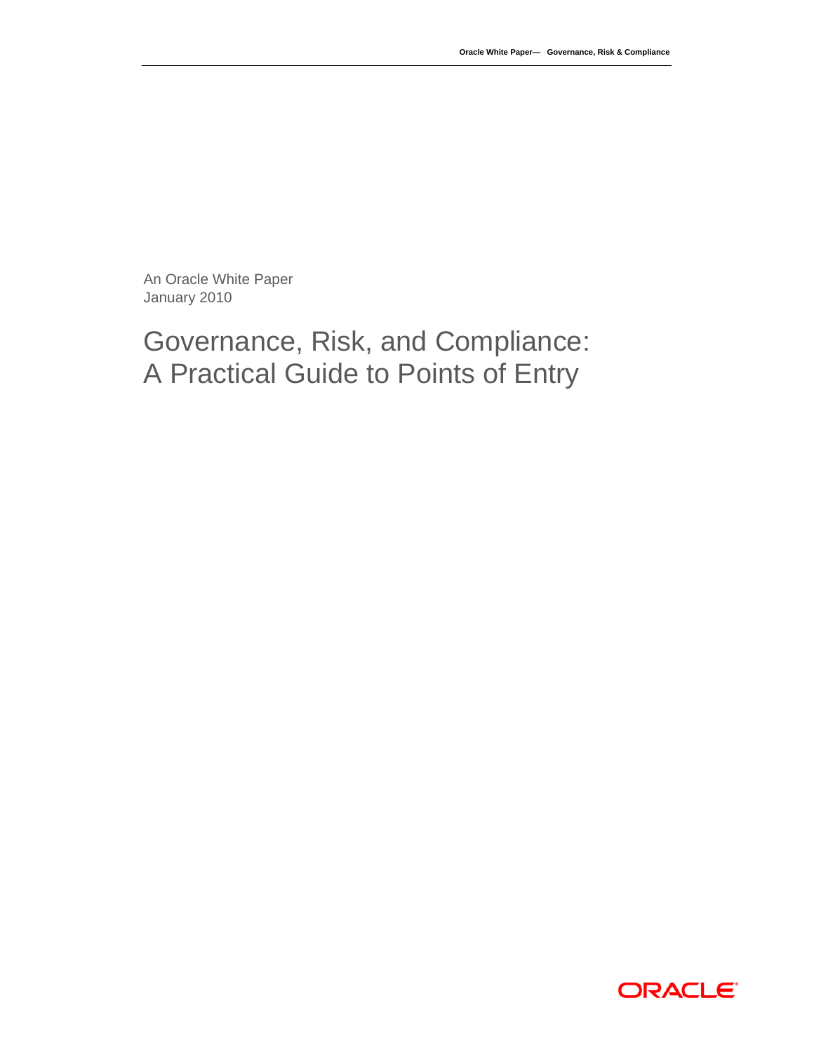An Oracle White Paper
January 2010

# Governance, Risk, and Compliance: A Practical Guide to Points of Entry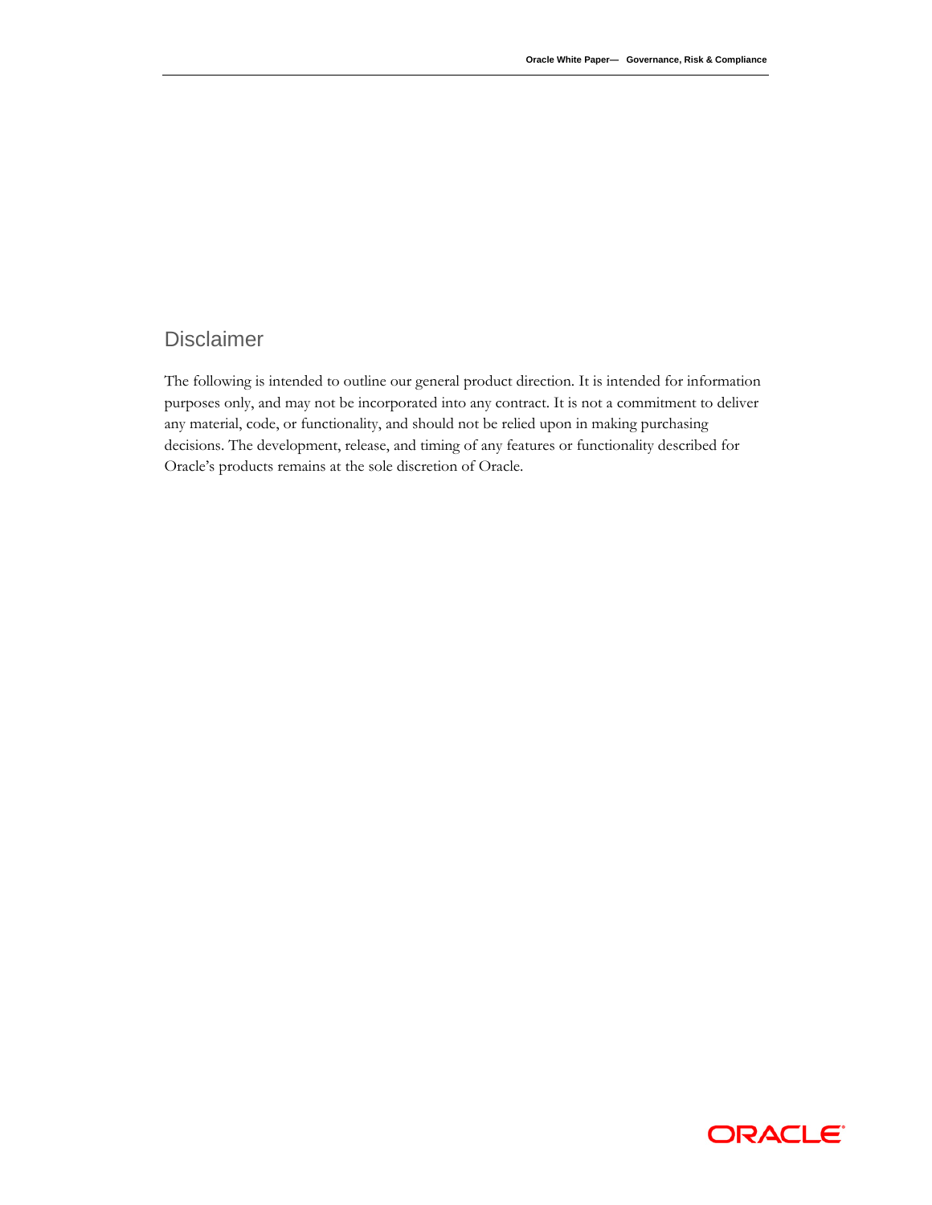## Disclaimer

The following is intended to outline our general product direction. It is intended for information purposes only, and may not be incorporated into any contract. It is not a commitment to deliver any material, code, or functionality, and should not be relied upon in making purchasing decisions. The development, release, and timing of any features or functionality described for Oracle's products remains at the sole discretion of Oracle.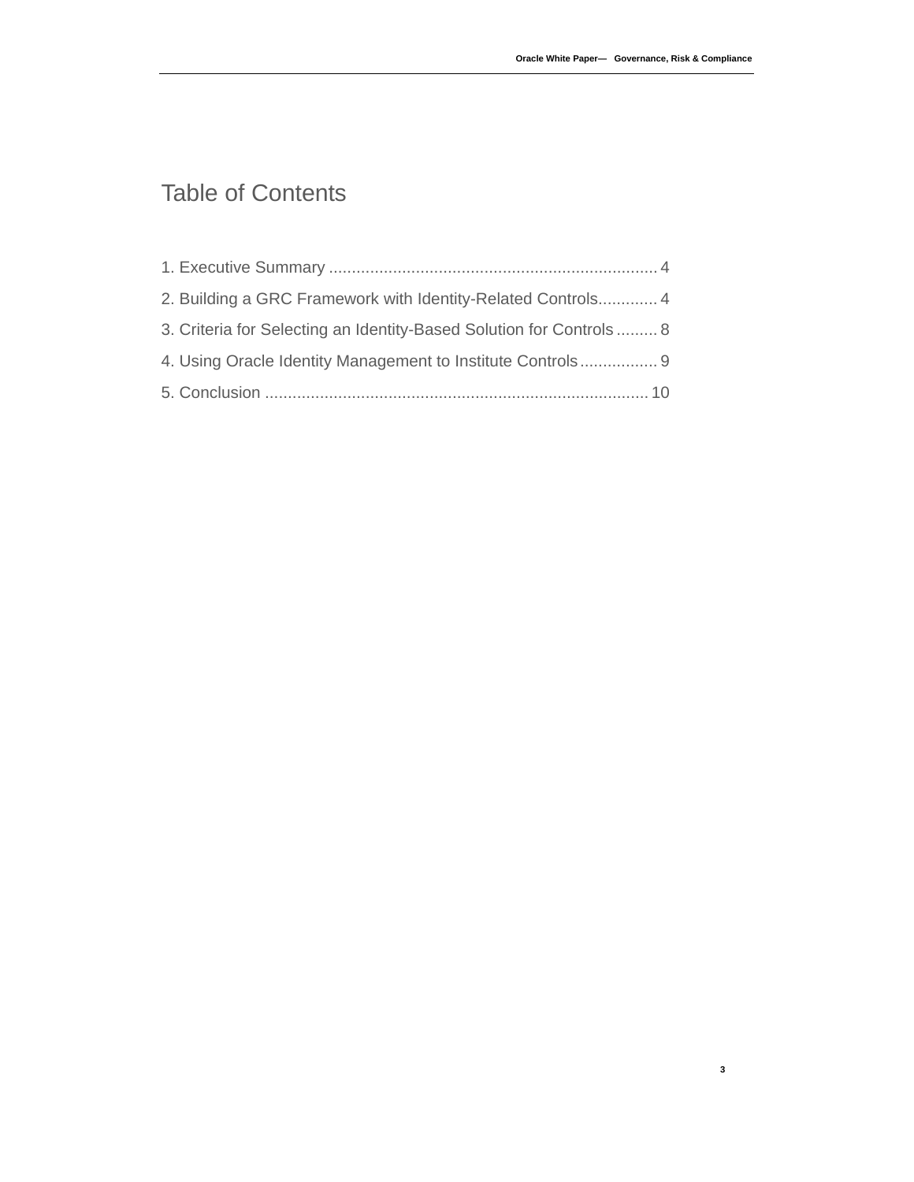# Table of Contents

1. Executive Summary ........................................................................ 4
2. Building a GRC Framework with Identity-Related Controls............. 4
3. Criteria for Selecting an Identity-Based Solution for Controls ......... 8
4. Using Oracle Identity Management to Institute Controls ................. 9
5. Conclusion .................................................................................... 10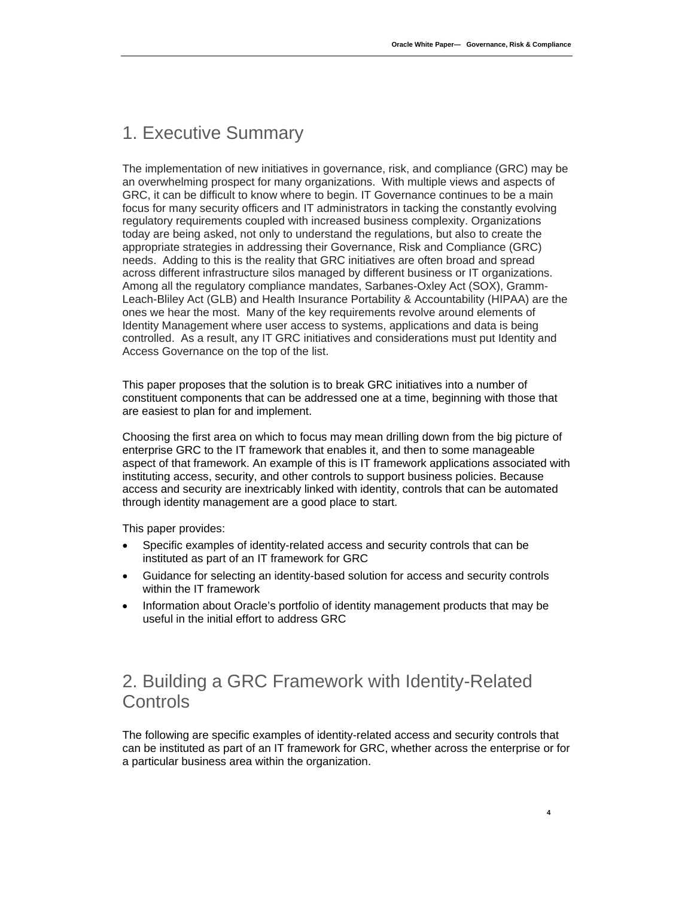# 1. Executive Summary

The implementation of new initiatives in governance, risk, and compliance (GRC) may be an overwhelming prospect for many organizations. With multiple views and aspects of GRC, it can be difficult to know where to begin. IT Governance continues to be a main focus for many security officers and IT administrators in tacking the constantly evolving regulatory requirements coupled with increased business complexity. Organizations today are being asked, not only to understand the regulations, but also to create the appropriate strategies in addressing their Governance, Risk and Compliance (GRC) needs. Adding to this is the reality that GRC initiatives are often broad and spread across different infrastructure silos managed by different business or IT organizations. Among all the regulatory compliance mandates, Sarbanes-Oxley Act (SOX), Gramm-Leach-Bliley Act (GLB) and Health Insurance Portability & Accountability (HIPAA) are the ones we hear the most. Many of the key requirements revolve around elements of Identity Management where user access to systems, applications and data is being controlled. As a result, any IT GRC initiatives and considerations must put Identity and Access Governance on the top of the list.

This paper proposes that the solution is to break GRC initiatives into a number of constituent components that can be addressed one at a time, beginning with those that are easiest to plan for and implement.

Choosing the first area on which to focus may mean drilling down from the big picture of enterprise GRC to the IT framework that enables it, and then to some manageable aspect of that framework. An example of this is IT framework applications associated with instituting access, security, and other controls to support business policies. Because access and security are inextricably linked with identity, controls that can be automated through identity management are a good place to start.

This paper provides:

- Specific examples of identity-related access and security controls that can be instituted as part of an IT framework for GRC
- Guidance for selecting an identity-based solution for access and security controls within the IT framework
- Information about Oracle's portfolio of identity management products that may be useful in the initial effort to address GRC

# 2. Building a GRC Framework with Identity-Related Controls

The following are specific examples of identity-related access and security controls that can be instituted as part of an IT framework for GRC, whether across the enterprise or for a particular business area within the organization.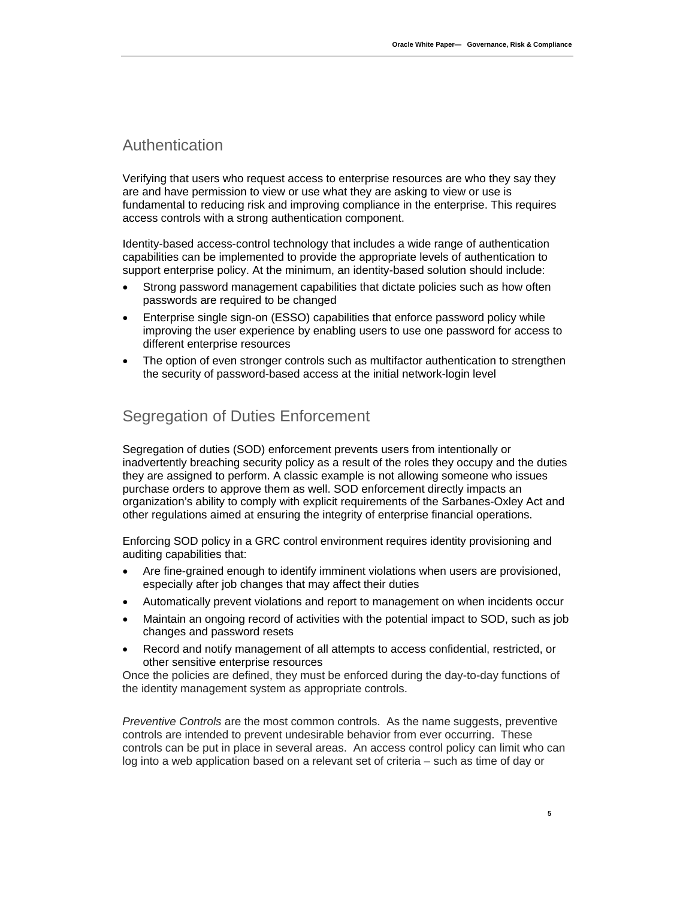## Authentication

Verifying that users who request access to enterprise resources are who they say they are and have permission to view or use what they are asking to view or use is fundamental to reducing risk and improving compliance in the enterprise. This requires access controls with a strong authentication component.

Identity-based access-control technology that includes a wide range of authentication capabilities can be implemented to provide the appropriate levels of authentication to support enterprise policy. At the minimum, an identity-based solution should include:

- Strong password management capabilities that dictate policies such as how often passwords are required to be changed
- Enterprise single sign-on (ESSO) capabilities that enforce password policy while improving the user experience by enabling users to use one password for access to different enterprise resources
- The option of even stronger controls such as multifactor authentication to strengthen the security of password-based access at the initial network-login level

## Segregation of Duties Enforcement

Segregation of duties (SOD) enforcement prevents users from intentionally or inadvertently breaching security policy as a result of the roles they occupy and the duties they are assigned to perform. A classic example is not allowing someone who issues purchase orders to approve them as well. SOD enforcement directly impacts an organization's ability to comply with explicit requirements of the Sarbanes-Oxley Act and other regulations aimed at ensuring the integrity of enterprise financial operations.

Enforcing SOD policy in a GRC control environment requires identity provisioning and auditing capabilities that:

- Are fine-grained enough to identify imminent violations when users are provisioned, especially after job changes that may affect their duties
- Automatically prevent violations and report to management on when incidents occur
- Maintain an ongoing record of activities with the potential impact to SOD, such as job changes and password resets
- Record and notify management of all attempts to access confidential, restricted, or other sensitive enterprise resources

Once the policies are defined, they must be enforced during the day-to-day functions of the identity management system as appropriate controls.

*Preventive Controls* are the most common controls. As the name suggests, preventive controls are intended to prevent undesirable behavior from ever occurring. These controls can be put in place in several areas. An access control policy can limit who can log into a web application based on a relevant set of criteria – such as time of day or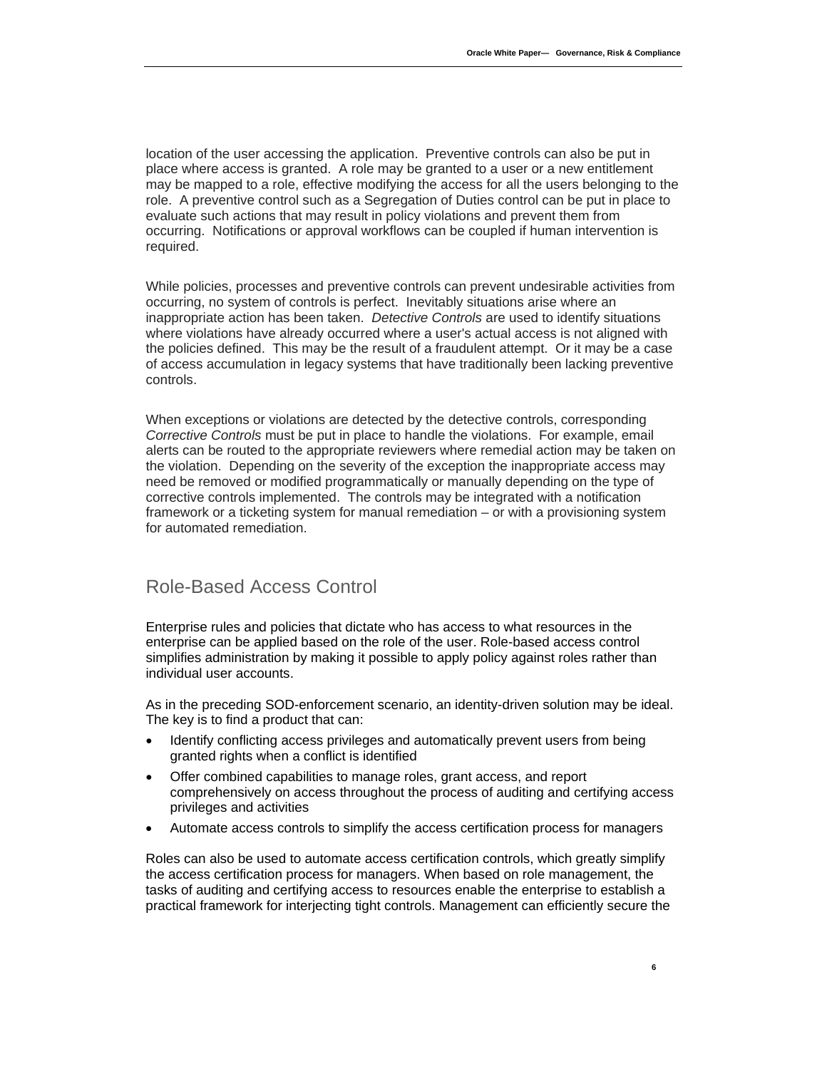location of the user accessing the application. Preventive controls can also be put in place where access is granted. A role may be granted to a user or a new entitlement may be mapped to a role, effective modifying the access for all the users belonging to the role. A preventive control such as a Segregation of Duties control can be put in place to evaluate such actions that may result in policy violations and prevent them from occurring. Notifications or approval workflows can be coupled if human intervention is required.

While policies, processes and preventive controls can prevent undesirable activities from occurring, no system of controls is perfect. Inevitably situations arise where an inappropriate action has been taken. *Detective Controls* are used to identify situations where violations have already occurred where a user's actual access is not aligned with the policies defined. This may be the result of a fraudulent attempt. Or it may be a case of access accumulation in legacy systems that have traditionally been lacking preventive controls.

When exceptions or violations are detected by the detective controls, corresponding *Corrective Controls* must be put in place to handle the violations. For example, email alerts can be routed to the appropriate reviewers where remedial action may be taken on the violation. Depending on the severity of the exception the inappropriate access may need be removed or modified programmatically or manually depending on the type of corrective controls implemented. The controls may be integrated with a notification framework or a ticketing system for manual remediation – or with a provisioning system for automated remediation.

## Role-Based Access Control

Enterprise rules and policies that dictate who has access to what resources in the enterprise can be applied based on the role of the user. Role-based access control simplifies administration by making it possible to apply policy against roles rather than individual user accounts.

As in the preceding SOD-enforcement scenario, an identity-driven solution may be ideal. The key is to find a product that can:

- Identify conflicting access privileges and automatically prevent users from being granted rights when a conflict is identified
- Offer combined capabilities to manage roles, grant access, and report comprehensively on access throughout the process of auditing and certifying access privileges and activities
- Automate access controls to simplify the access certification process for managers

Roles can also be used to automate access certification controls, which greatly simplify the access certification process for managers. When based on role management, the tasks of auditing and certifying access to resources enable the enterprise to establish a practical framework for interjecting tight controls. Management can efficiently secure the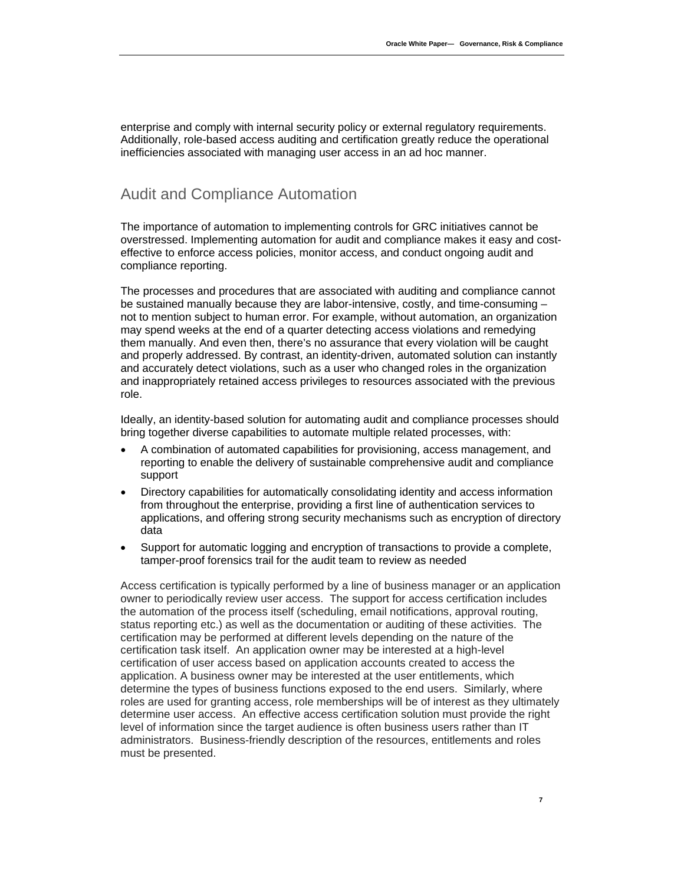enterprise and comply with internal security policy or external regulatory requirements. Additionally, role-based access auditing and certification greatly reduce the operational inefficiencies associated with managing user access in an ad hoc manner.

## Audit and Compliance Automation

The importance of automation to implementing controls for GRC initiatives cannot be overstressed. Implementing automation for audit and compliance makes it easy and cost-effective to enforce access policies, monitor access, and conduct ongoing audit and compliance reporting.

The processes and procedures that are associated with auditing and compliance cannot be sustained manually because they are labor-intensive, costly, and time-consuming – not to mention subject to human error. For example, without automation, an organization may spend weeks at the end of a quarter detecting access violations and remedying them manually. And even then, there's no assurance that every violation will be caught and properly addressed. By contrast, an identity-driven, automated solution can instantly and accurately detect violations, such as a user who changed roles in the organization and inappropriately retained access privileges to resources associated with the previous role.

Ideally, an identity-based solution for automating audit and compliance processes should bring together diverse capabilities to automate multiple related processes, with:

- A combination of automated capabilities for provisioning, access management, and reporting to enable the delivery of sustainable comprehensive audit and compliance support
- Directory capabilities for automatically consolidating identity and access information from throughout the enterprise, providing a first line of authentication services to applications, and offering strong security mechanisms such as encryption of directory data
- Support for automatic logging and encryption of transactions to provide a complete, tamper-proof forensics trail for the audit team to review as needed

Access certification is typically performed by a line of business manager or an application owner to periodically review user access. The support for access certification includes the automation of the process itself (scheduling, email notifications, approval routing, status reporting etc.) as well as the documentation or auditing of these activities. The certification may be performed at different levels depending on the nature of the certification task itself. An application owner may be interested at a high-level certification of user access based on application accounts created to access the application. A business owner may be interested at the user entitlements, which determine the types of business functions exposed to the end users. Similarly, where roles are used for granting access, role memberships will be of interest as they ultimately determine user access. An effective access certification solution must provide the right level of information since the target audience is often business users rather than IT administrators. Business-friendly description of the resources, entitlements and roles must be presented.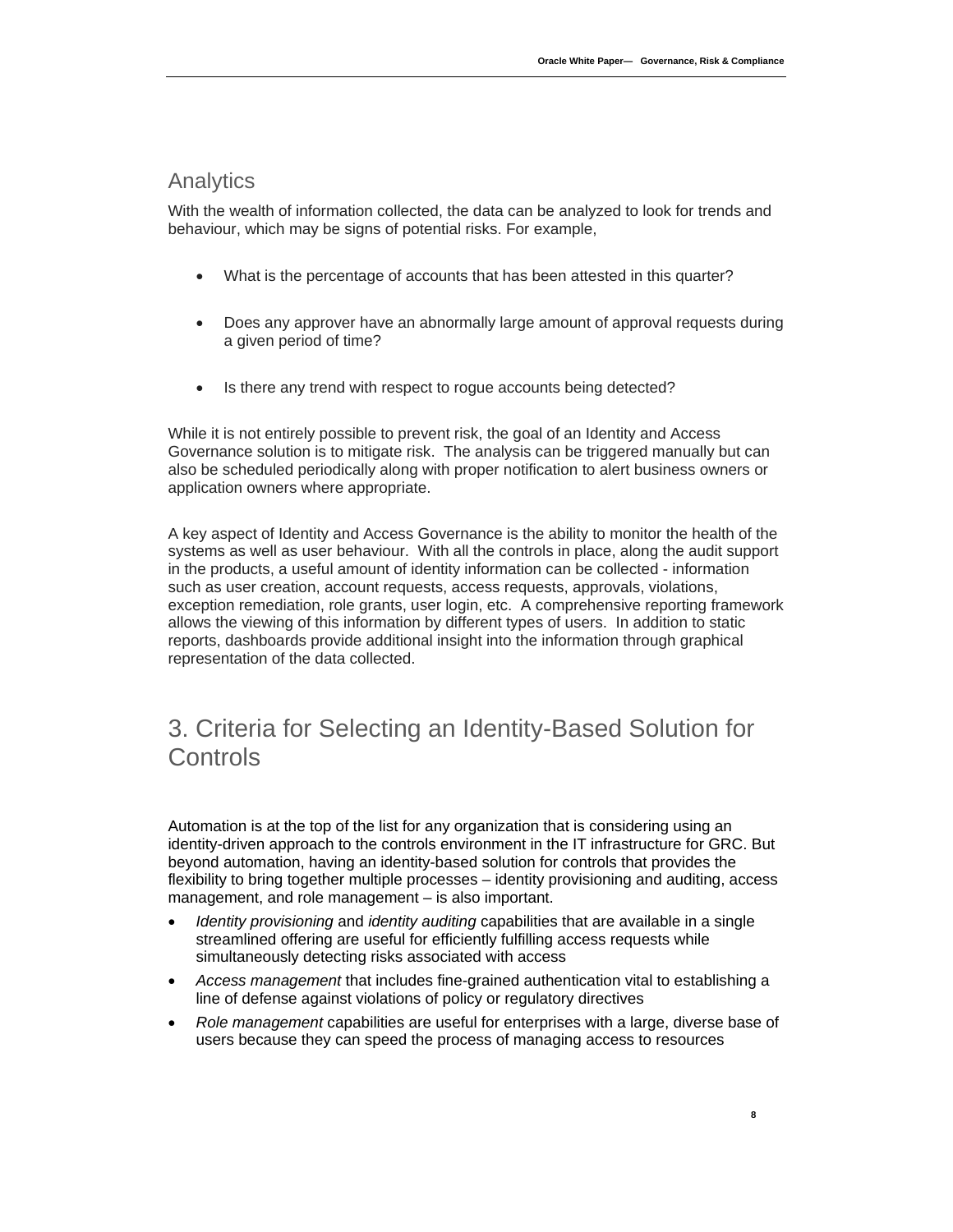## Analytics

With the wealth of information collected, the data can be analyzed to look for trends and behaviour, which may be signs of potential risks. For example,

- What is the percentage of accounts that has been attested in this quarter?
- Does any approver have an abnormally large amount of approval requests during a given period of time?
- Is there any trend with respect to rogue accounts being detected?

While it is not entirely possible to prevent risk, the goal of an Identity and Access Governance solution is to mitigate risk. The analysis can be triggered manually but can also be scheduled periodically along with proper notification to alert business owners or application owners where appropriate.

A key aspect of Identity and Access Governance is the ability to monitor the health of the systems as well as user behaviour. With all the controls in place, along the audit support in the products, a useful amount of identity information can be collected - information such as user creation, account requests, access requests, approvals, violations, exception remediation, role grants, user login, etc. A comprehensive reporting framework allows the viewing of this information by different types of users. In addition to static reports, dashboards provide additional insight into the information through graphical representation of the data collected.

# 3. Criteria for Selecting an Identity-Based Solution for Controls

Automation is at the top of the list for any organization that is considering using an identity-driven approach to the controls environment in the IT infrastructure for GRC. But beyond automation, having an identity-based solution for controls that provides the flexibility to bring together multiple processes – identity provisioning and auditing, access management, and role management – is also important.

- *Identity provisioning* and *identity auditing* capabilities that are available in a single streamlined offering are useful for efficiently fulfilling access requests while simultaneously detecting risks associated with access
- *Access management* that includes fine-grained authentication vital to establishing a line of defense against violations of policy or regulatory directives
- *Role management* capabilities are useful for enterprises with a large, diverse base of users because they can speed the process of managing access to resources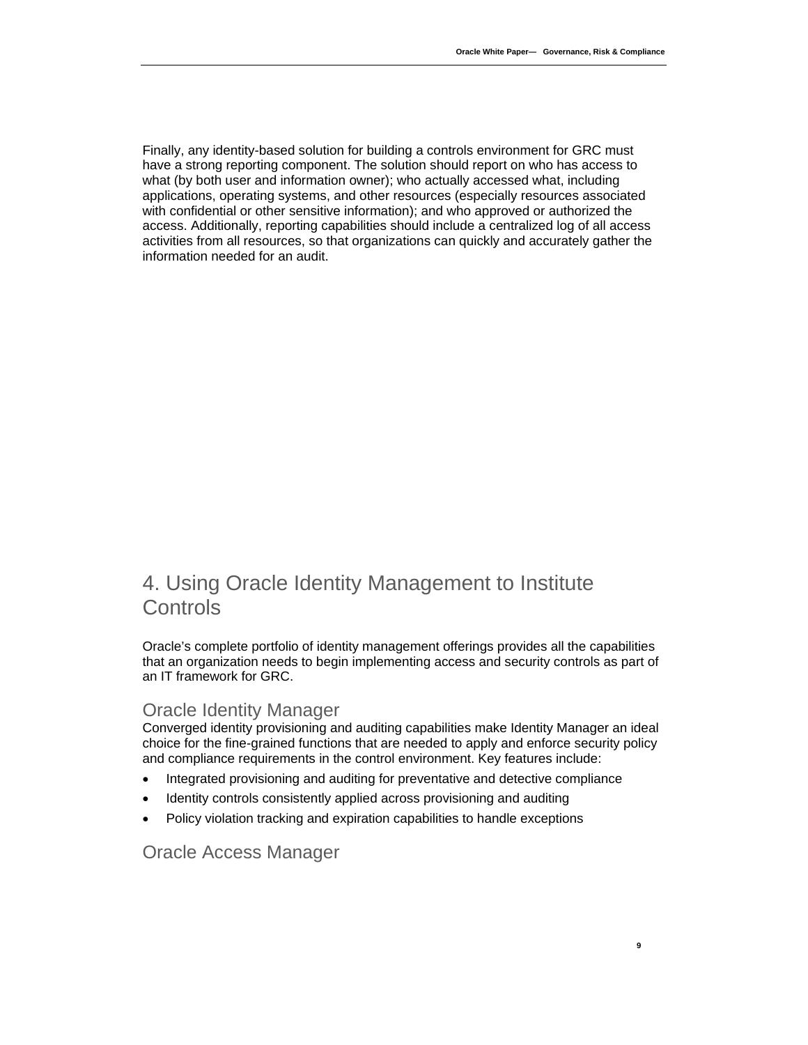Finally, any identity-based solution for building a controls environment for GRC must have a strong reporting component. The solution should report on who has access to what (by both user and information owner); who actually accessed what, including applications, operating systems, and other resources (especially resources associated with confidential or other sensitive information); and who approved or authorized the access. Additionally, reporting capabilities should include a centralized log of all access activities from all resources, so that organizations can quickly and accurately gather the information needed for an audit.

# 4. Using Oracle Identity Management to Institute Controls

Oracle's complete portfolio of identity management offerings provides all the capabilities that an organization needs to begin implementing access and security controls as part of an IT framework for GRC.

## Oracle Identity Manager

Converged identity provisioning and auditing capabilities make Identity Manager an ideal choice for the fine-grained functions that are needed to apply and enforce security policy and compliance requirements in the control environment. Key features include:

- Integrated provisioning and auditing for preventative and detective compliance
- Identity controls consistently applied across provisioning and auditing
- Policy violation tracking and expiration capabilities to handle exceptions

## Oracle Access Manager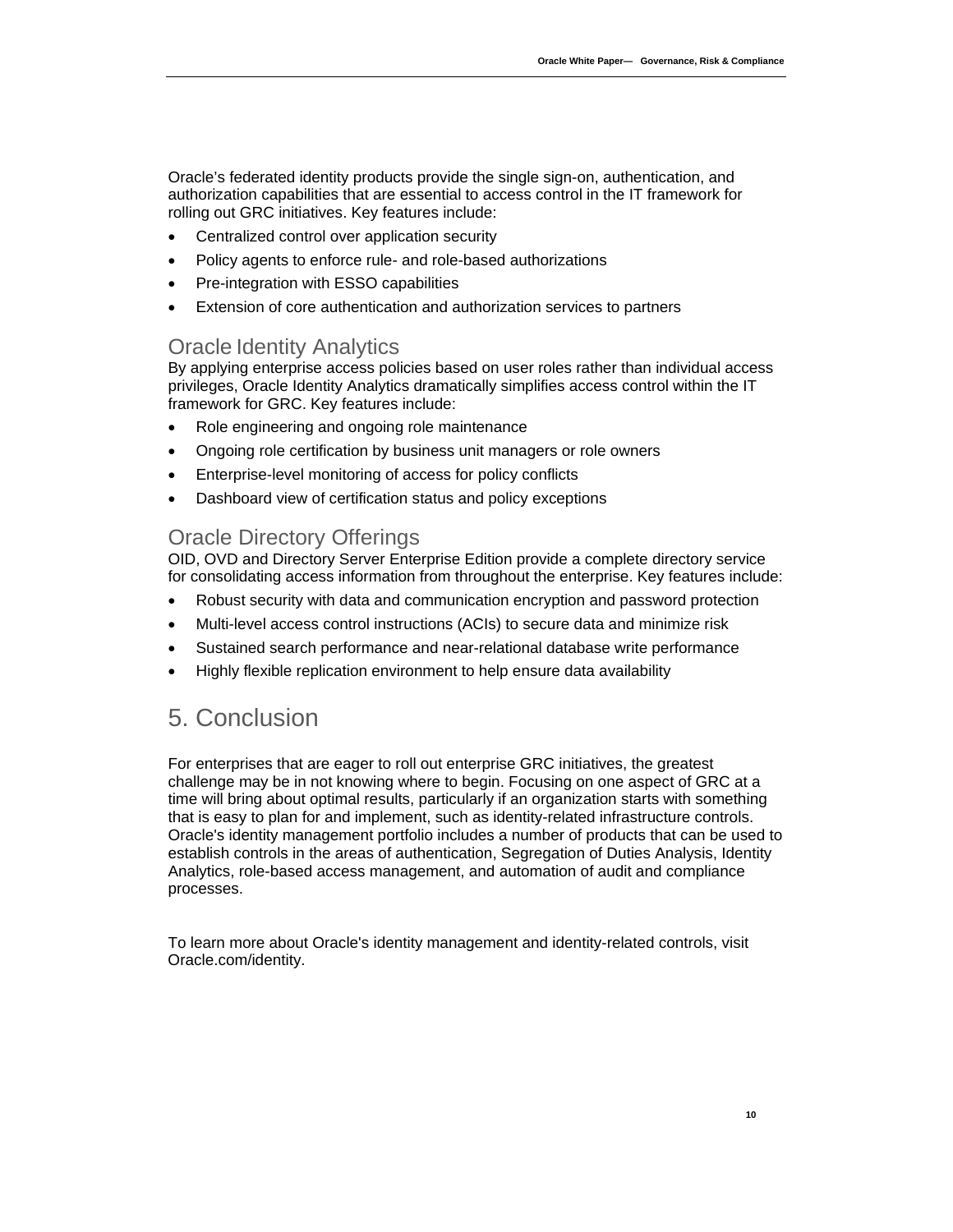Oracle's federated identity products provide the single sign-on, authentication, and authorization capabilities that are essential to access control in the IT framework for rolling out GRC initiatives. Key features include:

- Centralized control over application security
- Policy agents to enforce rule- and role-based authorizations
- Pre-integration with ESSO capabilities
- Extension of core authentication and authorization services to partners

## Oracle Identity Analytics

By applying enterprise access policies based on user roles rather than individual access privileges, Oracle Identity Analytics dramatically simplifies access control within the IT framework for GRC. Key features include:

- Role engineering and ongoing role maintenance
- Ongoing role certification by business unit managers or role owners
- Enterprise-level monitoring of access for policy conflicts
- Dashboard view of certification status and policy exceptions

## Oracle Directory Offerings

OID, OVD and Directory Server Enterprise Edition provide a complete directory service for consolidating access information from throughout the enterprise. Key features include:

- Robust security with data and communication encryption and password protection
- Multi-level access control instructions (ACIs) to secure data and minimize risk
- Sustained search performance and near-relational database write performance
- Highly flexible replication environment to help ensure data availability

# 5. Conclusion

For enterprises that are eager to roll out enterprise GRC initiatives, the greatest challenge may be in not knowing where to begin. Focusing on one aspect of GRC at a time will bring about optimal results, particularly if an organization starts with something that is easy to plan for and implement, such as identity-related infrastructure controls. Oracle's identity management portfolio includes a number of products that can be used to establish controls in the areas of authentication, Segregation of Duties Analysis, Identity Analytics, role-based access management, and automation of audit and compliance processes.

To learn more about Oracle's identity management and identity-related controls, visit Oracle.com/identity.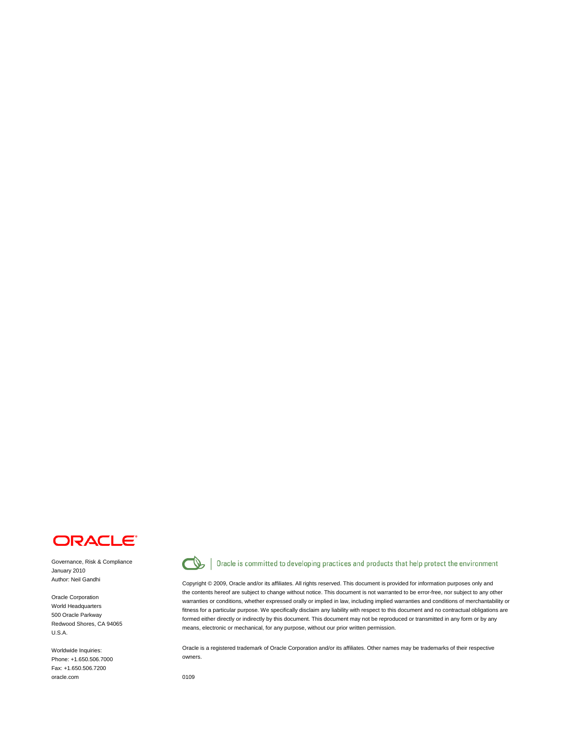ORACLE

Governance, Risk & Compliance
January 2010
Author: Neil Gandhi

Oracle Corporation
World Headquarters
500 Oracle Parkway
Redwood Shores, CA 94065
U.S.A.

Worldwide Inquiries:
Phone: +1.650.506.7000
Fax: +1.650.506.7200
oracle.com

Oracle is committed to developing practices and products that help protect the environment

Copyright © 2009, Oracle and/or its affiliates. All rights reserved. This document is provided for information purposes only and the contents hereof are subject to change without notice. This document is not warranted to be error-free, nor subject to any other warranties or conditions, whether expressed orally or implied in law, including implied warranties and conditions of merchantability or fitness for a particular purpose. We specifically disclaim any liability with respect to this document and no contractual obligations are formed either directly or indirectly by this document. This document may not be reproduced or transmitted in any form or by any means, electronic or mechanical, for any purpose, without our prior written permission.

Oracle is a registered trademark of Oracle Corporation and/or its affiliates. Other names may be trademarks of their respective owners.

0109